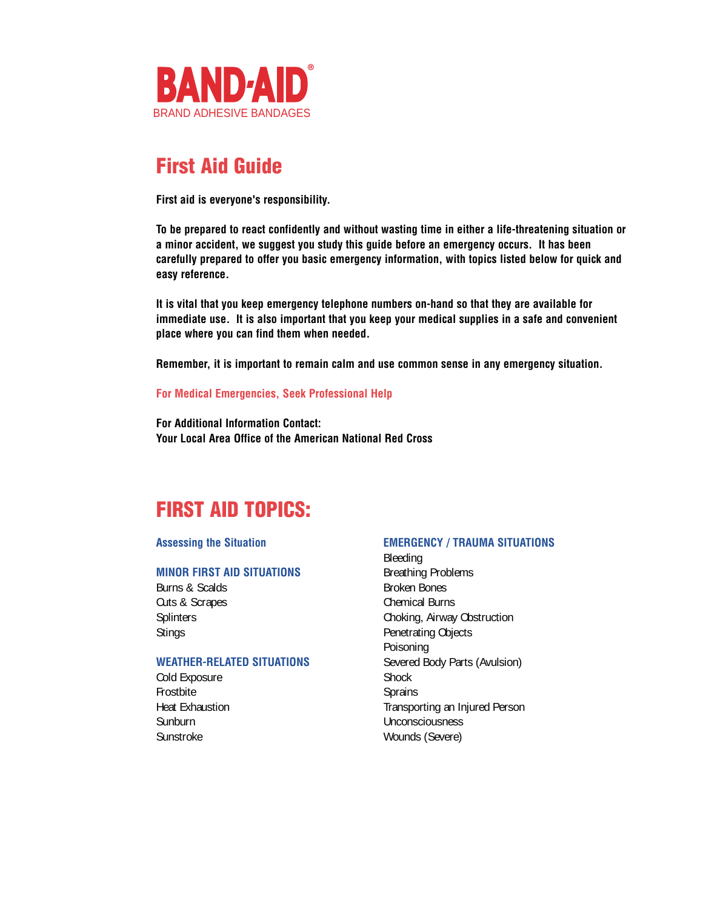**BAND-AID®**
BRAND ADHESIVE BANDAGES

# First Aid Guide

**First aid is everyone's responsibility.**

**To be prepared to react confidently and without wasting time in either a life-threatening situation or a minor accident, we suggest you study this guide before an emergency occurs. It has been carefully prepared to offer you basic emergency information, with topics listed below for quick and easy reference.**

**It is vital that you keep emergency telephone numbers on-hand so that they are available for immediate use. It is also important that you keep your medical supplies in a safe and convenient place where you can find them when needed.**

**Remember, it is important to remain calm and use common sense in any emergency situation.**

**For Medical Emergencies, Seek Professional Help**

**For Additional Information Contact:**
**Your Local Area Office of the American National Red Cross**

# FIRST AID TOPICS:

### Assessing the Situation

### MINOR FIRST AID SITUATIONS

Burns & Scalds
Cuts & Scrapes
Splinters
Stings

### WEATHER-RELATED SITUATIONS

Cold Exposure
Frostbite
Heat Exhaustion
Sunburn
Sunstroke

### EMERGENCY / TRAUMA SITUATIONS

Bleeding
Breathing Problems
Broken Bones
Chemical Burns
Choking, Airway Obstruction
Penetrating Objects
Poisoning
Severed Body Parts (Avulsion)
Shock
Sprains
Transporting an Injured Person
Unconsciousness
Wounds (Severe)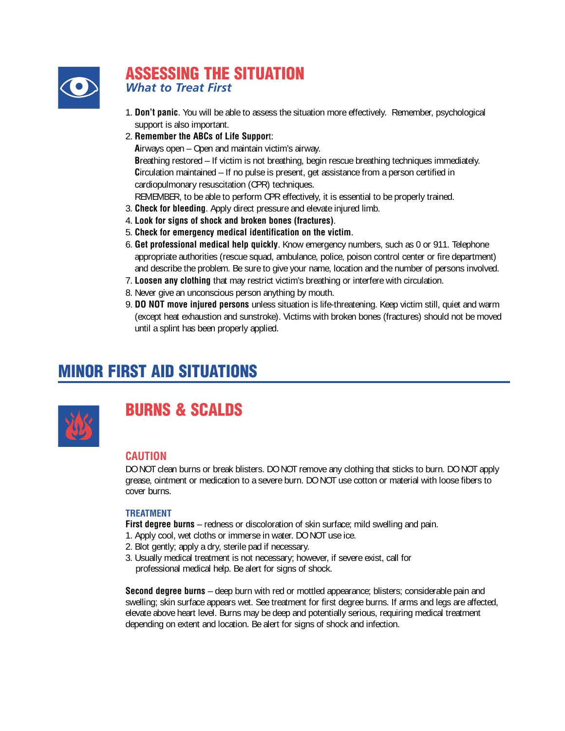## ASSESSING THE SITUATION

*What to Treat First*

1. **Don't panic**. You will be able to assess the situation more effectively. Remember, psychological support is also important.
2. **Remember the ABCs of Life Support**:
   **A**irways open – Open and maintain victim's airway.
   **B**reathing restored – If victim is not breathing, begin rescue breathing techniques immediately.
   **C**irculation maintained – If no pulse is present, get assistance from a person certified in cardiopulmonary resuscitation (CPR) techniques.
   REMEMBER, to be able to perform CPR effectively, it is essential to be properly trained.
3. **Check for bleeding**. Apply direct pressure and elevate injured limb.
4. **Look for signs of shock and broken bones (fractures)**.
5. **Check for emergency medical identification on the victim**.
6. **Get professional medical help quickly**. Know emergency numbers, such as 0 or 911. Telephone appropriate authorities (rescue squad, ambulance, police, poison control center or fire department) and describe the problem. Be sure to give your name, location and the number of persons involved.
7. **Loosen any clothing** that may restrict victim's breathing or interfere with circulation.
8. Never give an unconscious person anything by mouth.
9. **DO NOT move injured persons** unless situation is life-threatening. Keep victim still, quiet and warm (except heat exhaustion and sunstroke). Victims with broken bones (fractures) should not be moved until a splint has been properly applied.

# MINOR FIRST AID SITUATIONS

## BURNS & SCALDS

### CAUTION

DO NOT clean burns or break blisters. DO NOT remove any clothing that sticks to burn. DO NOT apply grease, ointment or medication to a severe burn. DO NOT use cotton or material with loose fibers to cover burns.

### TREATMENT

**First degree burns** – redness or discoloration of skin surface; mild swelling and pain.

1. Apply cool, wet cloths or immerse in water. DO NOT use ice.
2. Blot gently; apply a dry, sterile pad if necessary.
3. Usually medical treatment is not necessary; however, if severe exist, call for professional medical help. Be alert for signs of shock.

**Second degree burns** – deep burn with red or mottled appearance; blisters; considerable pain and swelling; skin surface appears wet. See treatment for first degree burns. If arms and legs are affected, elevate above heart level. Burns may be deep and potentially serious, requiring medical treatment depending on extent and location. Be alert for signs of shock and infection.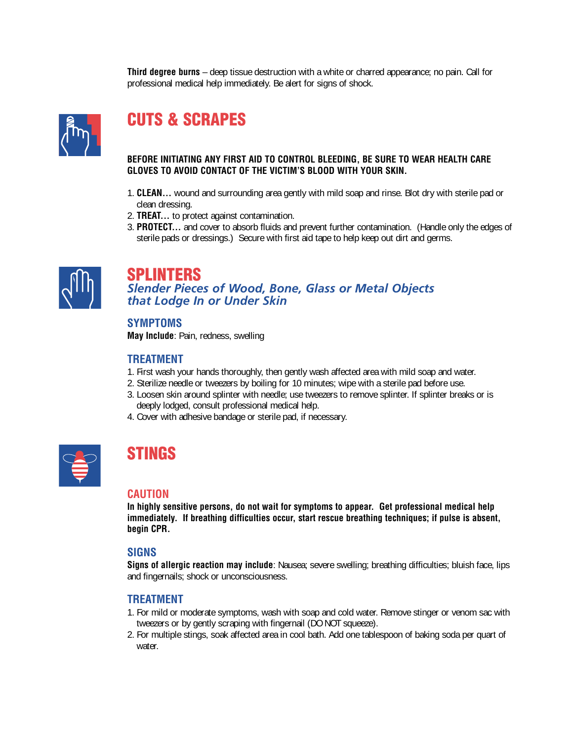**Third degree burns** – deep tissue destruction with a white or charred appearance; no pain. Call for professional medical help immediately. Be alert for signs of shock.

## CUTS & SCRAPES

**BEFORE INITIATING ANY FIRST AID TO CONTROL BLEEDING, BE SURE TO WEAR HEALTH CARE GLOVES TO AVOID CONTACT OF THE VICTIM'S BLOOD WITH YOUR SKIN.**

1. **CLEAN…** wound and surrounding area gently with mild soap and rinse. Blot dry with sterile pad or clean dressing.
2. **TREAT…** to protect against contamination.
3. **PROTECT…** and cover to absorb fluids and prevent further contamination. (Handle only the edges of sterile pads or dressings.) Secure with first aid tape to help keep out dirt and germs.

## SPLINTERS

*Slender Pieces of Wood, Bone, Glass or Metal Objects that Lodge In or Under Skin*

### SYMPTOMS

**May Include**: Pain, redness, swelling

### TREATMENT

1. First wash your hands thoroughly, then gently wash affected area with mild soap and water.
2. Sterilize needle or tweezers by boiling for 10 minutes; wipe with a sterile pad before use.
3. Loosen skin around splinter with needle; use tweezers to remove splinter. If splinter breaks or is deeply lodged, consult professional medical help.
4. Cover with adhesive bandage or sterile pad, if necessary.

## STINGS

### CAUTION

**In highly sensitive persons, do not wait for symptoms to appear. Get professional medical help immediately. If breathing difficulties occur, start rescue breathing techniques; if pulse is absent, begin CPR.**

### SIGNS

**Signs of allergic reaction may include**: Nausea; severe swelling; breathing difficulties; bluish face, lips and fingernails; shock or unconsciousness.

### TREATMENT

1. For mild or moderate symptoms, wash with soap and cold water. Remove stinger or venom sac with tweezers or by gently scraping with fingernail (DO NOT squeeze).
2. For multiple stings, soak affected area in cool bath. Add one tablespoon of baking soda per quart of water.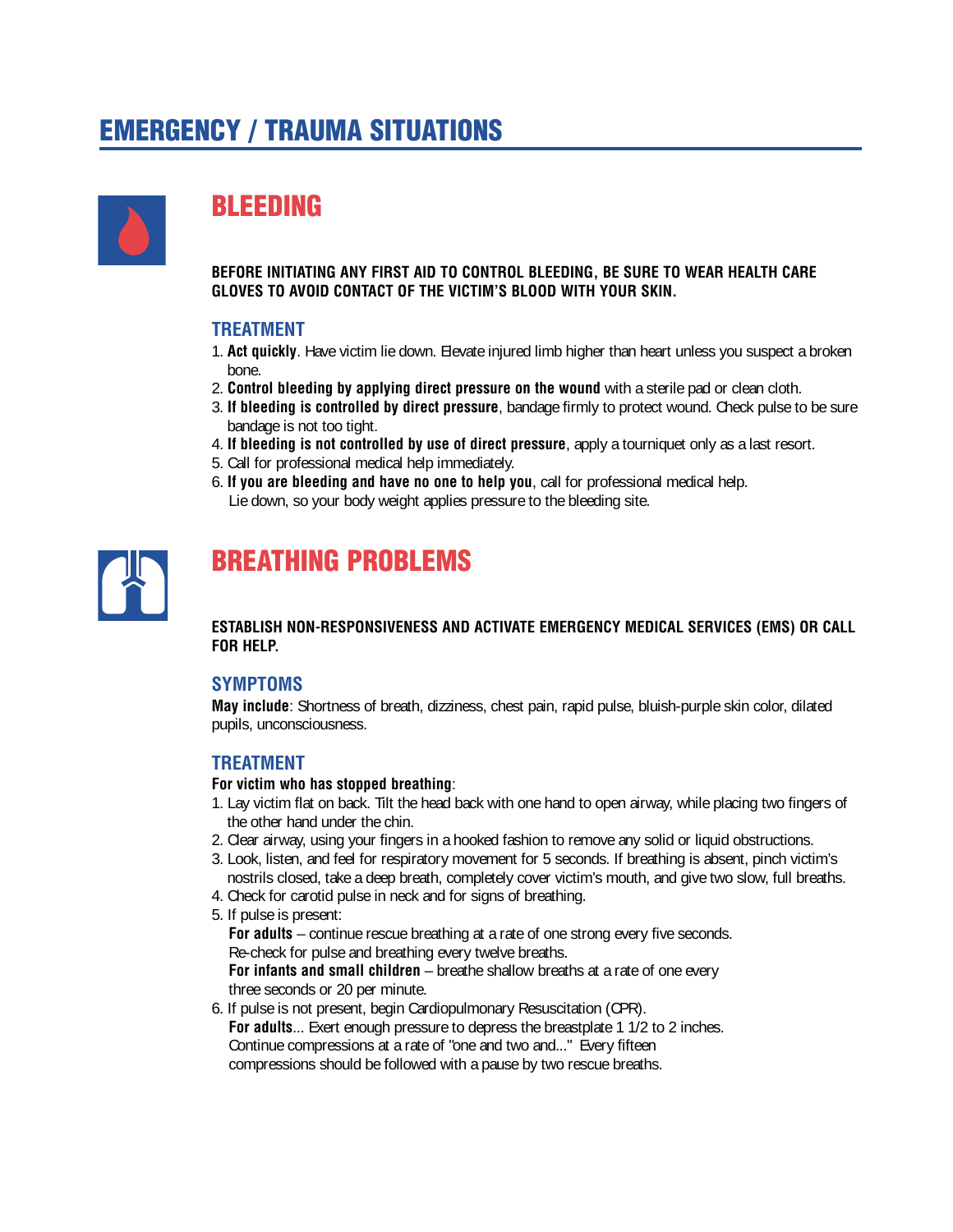# EMERGENCY / TRAUMA SITUATIONS

## BLEEDING

**BEFORE INITIATING ANY FIRST AID TO CONTROL BLEEDING, BE SURE TO WEAR HEALTH CARE GLOVES TO AVOID CONTACT OF THE VICTIM'S BLOOD WITH YOUR SKIN.**

### TREATMENT

1. **Act quickly**. Have victim lie down. Elevate injured limb higher than heart unless you suspect a broken bone.
2. **Control bleeding by applying direct pressure on the wound** with a sterile pad or clean cloth.
3. **If bleeding is controlled by direct pressure**, bandage firmly to protect wound. Check pulse to be sure bandage is not too tight.
4. **If bleeding is not controlled by use of direct pressure**, apply a tourniquet only as a last resort.
5. Call for professional medical help immediately.
6. **If you are bleeding and have no one to help you**, call for professional medical help. Lie down, so your body weight applies pressure to the bleeding site.

## BREATHING PROBLEMS

**ESTABLISH NON-RESPONSIVENESS AND ACTIVATE EMERGENCY MEDICAL SERVICES (EMS) OR CALL FOR HELP.**

### SYMPTOMS

**May include**: Shortness of breath, dizziness, chest pain, rapid pulse, bluish-purple skin color, dilated pupils, unconsciousness.

### TREATMENT

**For victim who has stopped breathing**:

1. Lay victim flat on back. Tilt the head back with one hand to open airway, while placing two fingers of the other hand under the chin.
2. Clear airway, using your fingers in a hooked fashion to remove any solid or liquid obstructions.
3. Look, listen, and feel for respiratory movement for 5 seconds. If breathing is absent, pinch victim's nostrils closed, take a deep breath, completely cover victim's mouth, and give two slow, full breaths.
4. Check for carotid pulse in neck and for signs of breathing.
5. If pulse is present:
   **For adults** – continue rescue breathing at a rate of one strong every five seconds. Re-check for pulse and breathing every twelve breaths.
   **For infants and small children** – breathe shallow breaths at a rate of one every three seconds or 20 per minute.
6. If pulse is not present, begin Cardiopulmonary Resuscitation (CPR).
   **For adults**... Exert enough pressure to depress the breastplate 1 1/2 to 2 inches. Continue compressions at a rate of "one and two and..." Every fifteen compressions should be followed with a pause by two rescue breaths.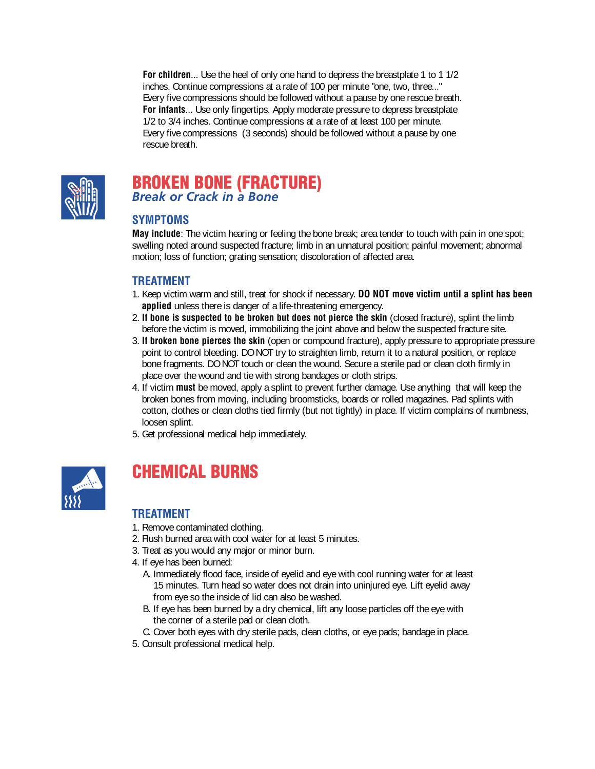**For children**... Use the heel of only one hand to depress the breastplate 1 to 1 1/2 inches. Continue compressions at a rate of 100 per minute "one, two, three..." Every five compressions should be followed without a pause by one rescue breath.
**For infants**... Use only fingertips. Apply moderate pressure to depress breastplate 1/2 to 3/4 inches. Continue compressions at a rate of at least 100 per minute. Every five compressions (3 seconds) should be followed without a pause by one rescue breath.

## BROKEN BONE (FRACTURE)

*Break or Crack in a Bone*

### SYMPTOMS

**May include**: The victim hearing or feeling the bone break; area tender to touch with pain in one spot; swelling noted around suspected fracture; limb in an unnatural position; painful movement; abnormal motion; loss of function; grating sensation; discoloration of affected area.

### TREATMENT

1. Keep victim warm and still, treat for shock if necessary. **DO NOT move victim until a splint has been applied** unless there is danger of a life-threatening emergency.
2. **If bone is suspected to be broken but does not pierce the skin** (closed fracture), splint the limb before the victim is moved, immobilizing the joint above and below the suspected fracture site.
3. **If broken bone pierces the skin** (open or compound fracture), apply pressure to appropriate pressure point to control bleeding. DO NOT try to straighten limb, return it to a natural position, or replace bone fragments. DO NOT touch or clean the wound. Secure a sterile pad or clean cloth firmly in place over the wound and tie with strong bandages or cloth strips.
4. If victim **must** be moved, apply a splint to prevent further damage. Use anything that will keep the broken bones from moving, including broomsticks, boards or rolled magazines. Pad splints with cotton, clothes or clean cloths tied firmly (but not tightly) in place. If victim complains of numbness, loosen splint.
5. Get professional medical help immediately.

## CHEMICAL BURNS

### TREATMENT

1. Remove contaminated clothing.
2. Flush burned area with cool water for at least 5 minutes.
3. Treat as you would any major or minor burn.
4. If eye has been burned:
   - A. Immediately flood face, inside of eyelid and eye with cool running water for at least 15 minutes. Turn head so water does not drain into uninjured eye. Lift eyelid away from eye so the inside of lid can also be washed.
   - B. If eye has been burned by a dry chemical, lift any loose particles off the eye with the corner of a sterile pad or clean cloth.
   - C. Cover both eyes with dry sterile pads, clean cloths, or eye pads; bandage in place.
5. Consult professional medical help.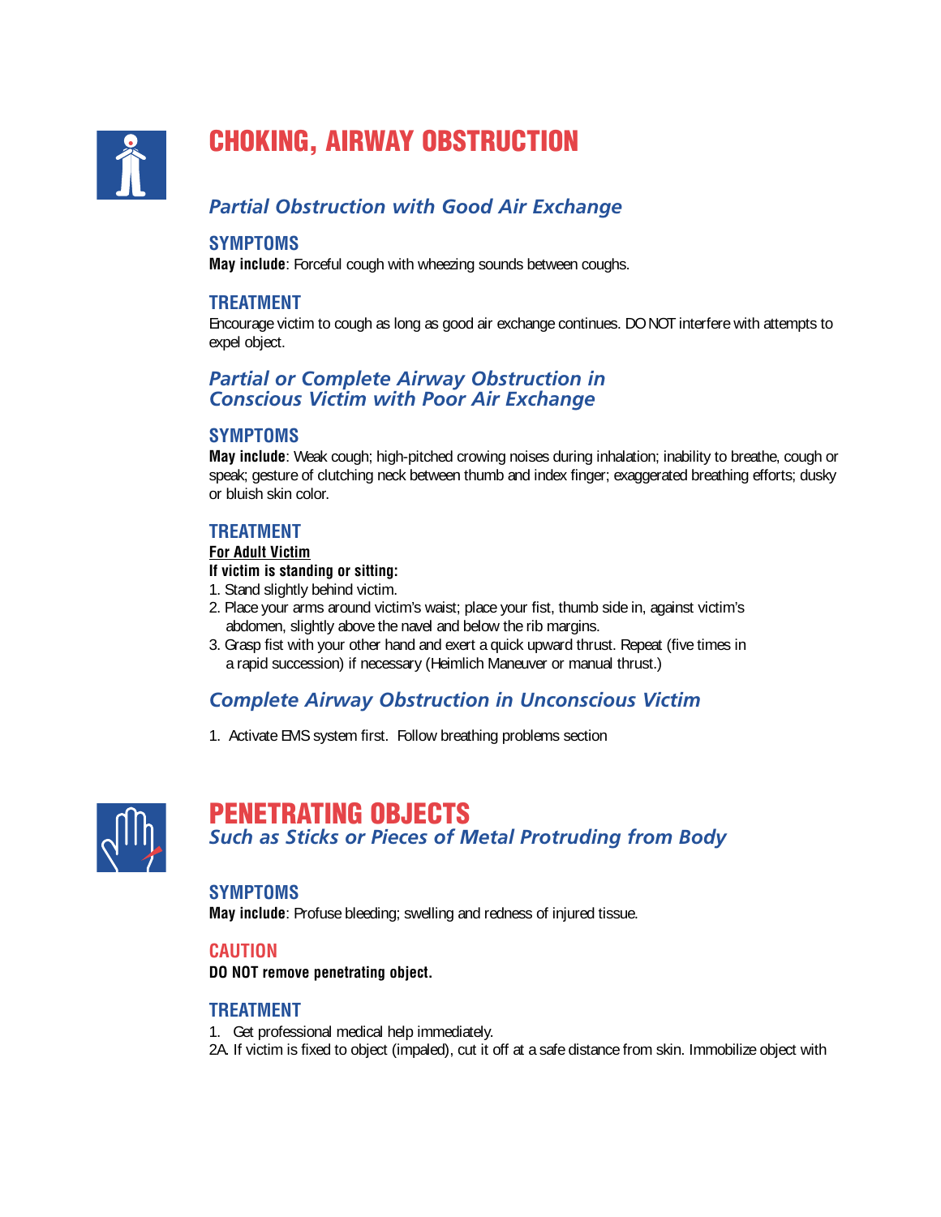# CHOKING, AIRWAY OBSTRUCTION

## *Partial Obstruction with Good Air Exchange*

### SYMPTOMS

**May include**: Forceful cough with wheezing sounds between coughs.

### TREATMENT

Encourage victim to cough as long as good air exchange continues. DO NOT interfere with attempts to expel object.

## *Partial or Complete Airway Obstruction in Conscious Victim with Poor Air Exchange*

### SYMPTOMS

**May include**: Weak cough; high-pitched crowing noises during inhalation; inability to breathe, cough or speak; gesture of clutching neck between thumb and index finger; exaggerated breathing efforts; dusky or bluish skin color.

### TREATMENT

**For Adult Victim**

**If victim is standing or sitting:**

1. Stand slightly behind victim.
2. Place your arms around victim's waist; place your fist, thumb side in, against victim's abdomen, slightly above the navel and below the rib margins.
3. Grasp fist with your other hand and exert a quick upward thrust. Repeat (five times in a rapid succession) if necessary (Heimlich Maneuver or manual thrust.)

## *Complete Airway Obstruction in Unconscious Victim*

1. Activate EMS system first. Follow breathing problems section

# PENETRATING OBJECTS

## *Such as Sticks or Pieces of Metal Protruding from Body*

### SYMPTOMS

**May include**: Profuse bleeding; swelling and redness of injured tissue.

### CAUTION

**DO NOT remove penetrating object.**

### TREATMENT

1. Get professional medical help immediately.

2A. If victim is fixed to object (impaled), cut it off at a safe distance from skin. Immobilize object with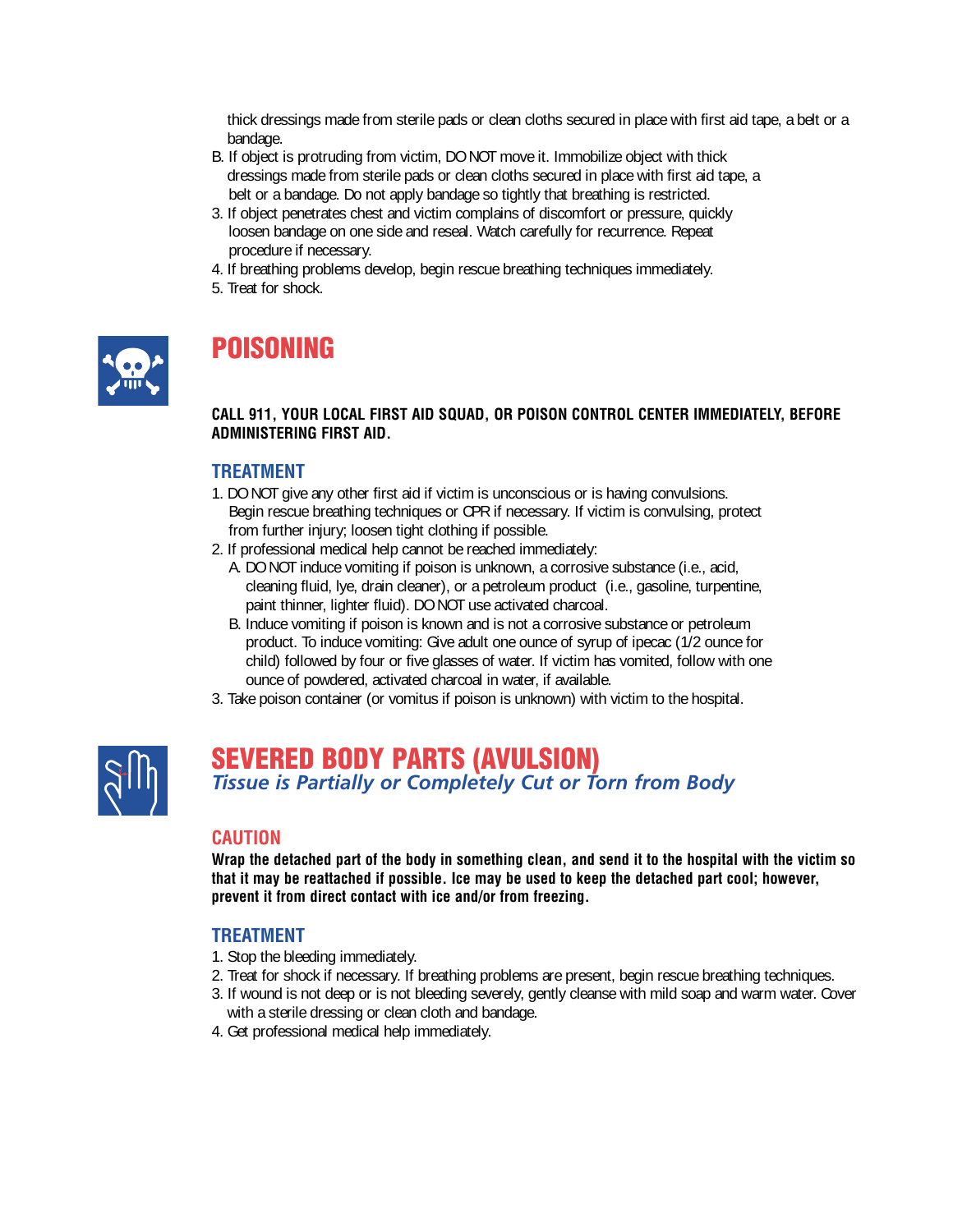thick dressings made from sterile pads or clean cloths secured in place with first aid tape, a belt or a bandage.

B. If object is protruding from victim, DO NOT move it. Immobilize object with thick dressings made from sterile pads or clean cloths secured in place with first aid tape, a belt or a bandage. Do not apply bandage so tightly that breathing is restricted.

3. If object penetrates chest and victim complains of discomfort or pressure, quickly loosen bandage on one side and reseal. Watch carefully for recurrence. Repeat procedure if necessary.
4. If breathing problems develop, begin rescue breathing techniques immediately.
5. Treat for shock.

# POISONING

**CALL 911, YOUR LOCAL FIRST AID SQUAD, OR POISON CONTROL CENTER IMMEDIATELY, BEFORE ADMINISTERING FIRST AID.**

## TREATMENT

1. DO NOT give any other first aid if victim is unconscious or is having convulsions. Begin rescue breathing techniques or CPR if necessary. If victim is convulsing, protect from further injury; loosen tight clothing if possible.
2. If professional medical help cannot be reached immediately:
   A. DO NOT induce vomiting if poison is unknown, a corrosive substance (i.e., acid, cleaning fluid, lye, drain cleaner), or a petroleum product (i.e., gasoline, turpentine, paint thinner, lighter fluid). DO NOT use activated charcoal.
   B. Induce vomiting if poison is known and is not a corrosive substance or petroleum product. To induce vomiting: Give adult one ounce of syrup of ipecac (1/2 ounce for child) followed by four or five glasses of water. If victim has vomited, follow with one ounce of powdered, activated charcoal in water, if available.
3. Take poison container (or vomitus if poison is unknown) with victim to the hospital.

# SEVERED BODY PARTS (AVULSION)

*Tissue is Partially or Completely Cut or Torn from Body*

## CAUTION

**Wrap the detached part of the body in something clean, and send it to the hospital with the victim so that it may be reattached if possible. Ice may be used to keep the detached part cool; however, prevent it from direct contact with ice and/or from freezing.**

## TREATMENT

1. Stop the bleeding immediately.
2. Treat for shock if necessary. If breathing problems are present, begin rescue breathing techniques.
3. If wound is not deep or is not bleeding severely, gently cleanse with mild soap and warm water. Cover with a sterile dressing or clean cloth and bandage.
4. Get professional medical help immediately.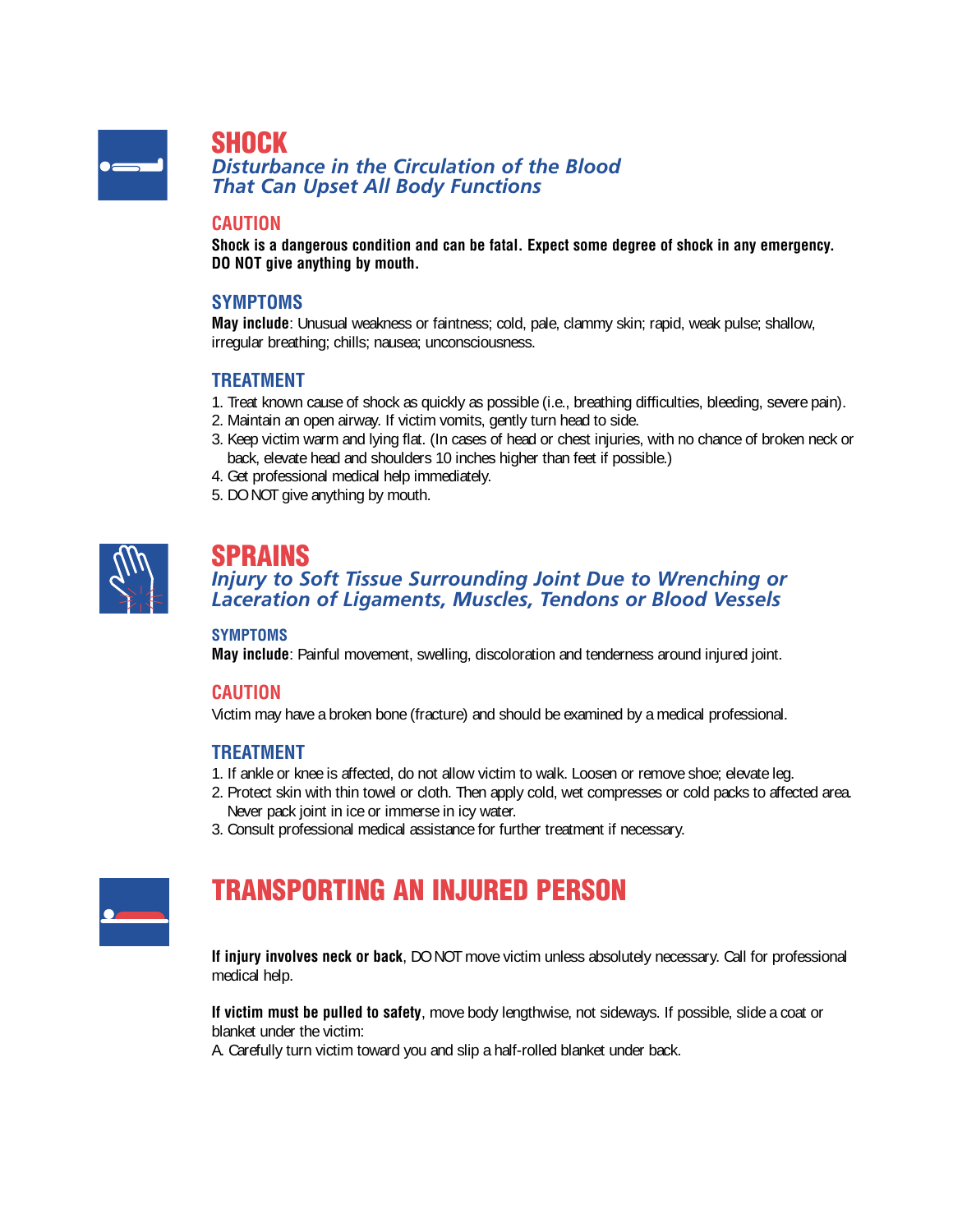## SHOCK

***Disturbance in the Circulation of the Blood That Can Upset All Body Functions***

### CAUTION

**Shock is a dangerous condition and can be fatal. Expect some degree of shock in any emergency. DO NOT give anything by mouth.**

### SYMPTOMS

**May include**: Unusual weakness or faintness; cold, pale, clammy skin; rapid, weak pulse; shallow, irregular breathing; chills; nausea; unconsciousness.

### TREATMENT

1. Treat known cause of shock as quickly as possible (i.e., breathing difficulties, bleeding, severe pain).
2. Maintain an open airway. If victim vomits, gently turn head to side.
3. Keep victim warm and lying flat. (In cases of head or chest injuries, with no chance of broken neck or back, elevate head and shoulders 10 inches higher than feet if possible.)
4. Get professional medical help immediately.
5. DO NOT give anything by mouth.

## SPRAINS

***Injury to Soft Tissue Surrounding Joint Due to Wrenching or Laceration of Ligaments, Muscles, Tendons or Blood Vessels***

### SYMPTOMS

**May include**: Painful movement, swelling, discoloration and tenderness around injured joint.

### CAUTION

Victim may have a broken bone (fracture) and should be examined by a medical professional.

### TREATMENT

1. If ankle or knee is affected, do not allow victim to walk. Loosen or remove shoe; elevate leg.
2. Protect skin with thin towel or cloth. Then apply cold, wet compresses or cold packs to affected area. Never pack joint in ice or immerse in icy water.
3. Consult professional medical assistance for further treatment if necessary.

## TRANSPORTING AN INJURED PERSON

**If injury involves neck or back**, DO NOT move victim unless absolutely necessary. Call for professional medical help.

**If victim must be pulled to safety**, move body lengthwise, not sideways. If possible, slide a coat or blanket under the victim:

A. Carefully turn victim toward you and slip a half-rolled blanket under back.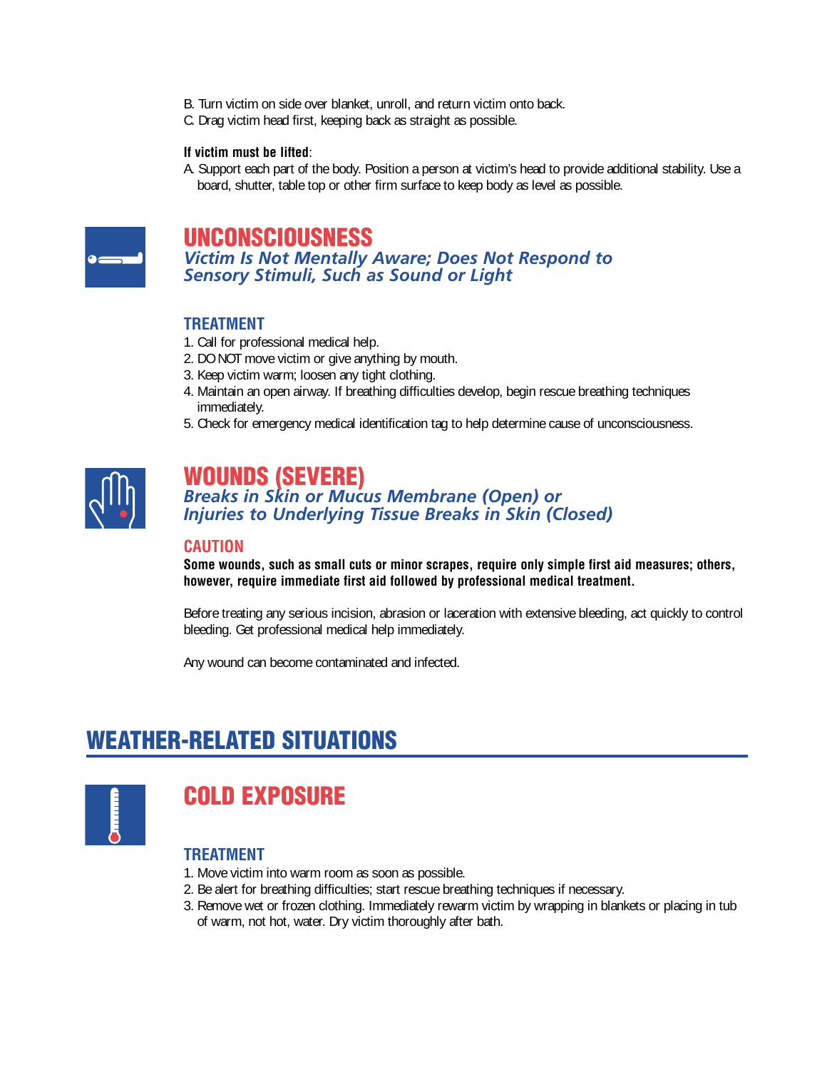B. Turn victim on side over blanket, unroll, and return victim onto back.
C. Drag victim head first, keeping back as straight as possible.

**If victim must be lifted**:

A. Support each part of the body. Position a person at victim's head to provide additional stability. Use a board, shutter, table top or other firm surface to keep body as level as possible.

## UNCONSCIOUSNESS

### *Victim Is Not Mentally Aware; Does Not Respond to Sensory Stimuli, Such as Sound or Light*

#### TREATMENT

1. Call for professional medical help.
2. DO NOT move victim or give anything by mouth.
3. Keep victim warm; loosen any tight clothing.
4. Maintain an open airway. If breathing difficulties develop, begin rescue breathing techniques immediately.
5. Check for emergency medical identification tag to help determine cause of unconsciousness.

## WOUNDS (SEVERE)

### *Breaks in Skin or Mucus Membrane (Open) or Injuries to Underlying Tissue Breaks in Skin (Closed)*

#### CAUTION

**Some wounds, such as small cuts or minor scrapes, require only simple first aid measures; others, however, require immediate first aid followed by professional medical treatment.**

Before treating any serious incision, abrasion or laceration with extensive bleeding, act quickly to control bleeding. Get professional medical help immediately.

Any wound can become contaminated and infected.

# WEATHER-RELATED SITUATIONS

## COLD EXPOSURE

#### TREATMENT

1. Move victim into warm room as soon as possible.
2. Be alert for breathing difficulties; start rescue breathing techniques if necessary.
3. Remove wet or frozen clothing. Immediately rewarm victim by wrapping in blankets or placing in tub of warm, not hot, water. Dry victim thoroughly after bath.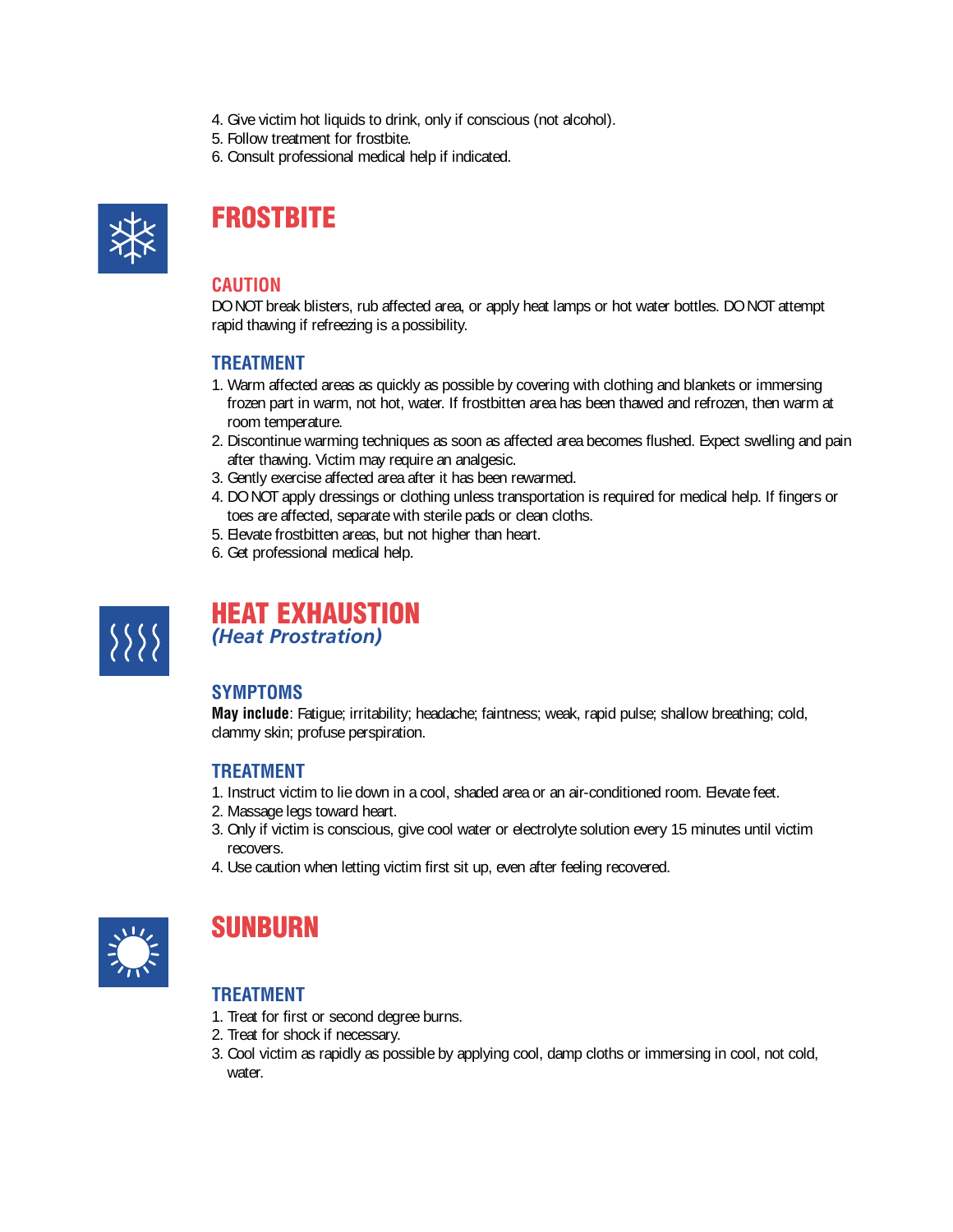4. Give victim hot liquids to drink, only if conscious (not alcohol).
5. Follow treatment for frostbite.
6. Consult professional medical help if indicated.

## FROSTBITE

### CAUTION

DO NOT break blisters, rub affected area, or apply heat lamps or hot water bottles. DO NOT attempt rapid thawing if refreezing is a possibility.

### TREATMENT

1. Warm affected areas as quickly as possible by covering with clothing and blankets or immersing frozen part in warm, not hot, water. If frostbitten area has been thawed and refrozen, then warm at room temperature.
2. Discontinue warming techniques as soon as affected area becomes flushed. Expect swelling and pain after thawing. Victim may require an analgesic.
3. Gently exercise affected area after it has been rewarmed.
4. DO NOT apply dressings or clothing unless transportation is required for medical help. If fingers or toes are affected, separate with sterile pads or clean cloths.
5. Elevate frostbitten areas, but not higher than heart.
6. Get professional medical help.

## HEAT EXHAUSTION

*(Heat Prostration)*

### SYMPTOMS

**May include**: Fatigue; irritability; headache; faintness; weak, rapid pulse; shallow breathing; cold, clammy skin; profuse perspiration.

### TREATMENT

1. Instruct victim to lie down in a cool, shaded area or an air-conditioned room. Elevate feet.
2. Massage legs toward heart.
3. Only if victim is conscious, give cool water or electrolyte solution every 15 minutes until victim recovers.
4. Use caution when letting victim first sit up, even after feeling recovered.

## SUNBURN

### TREATMENT

1. Treat for first or second degree burns.
2. Treat for shock if necessary.
3. Cool victim as rapidly as possible by applying cool, damp cloths or immersing in cool, not cold, water.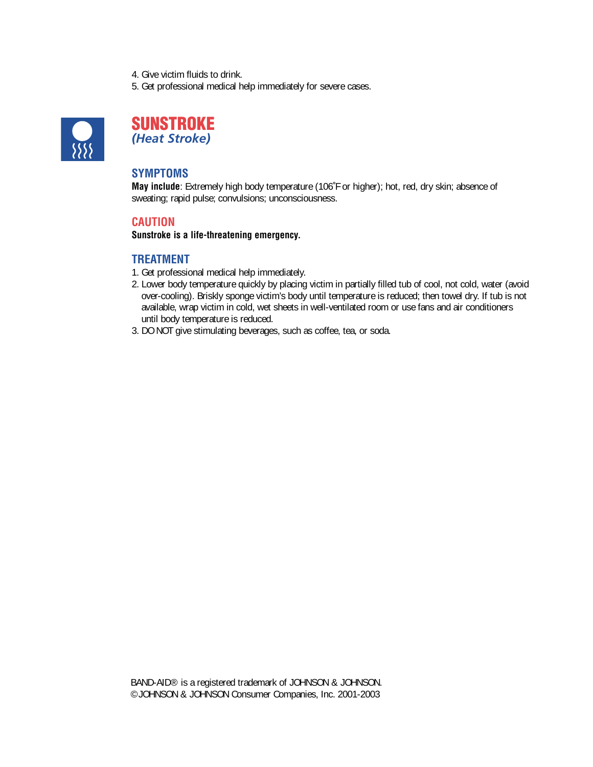4. Give victim fluids to drink.
5. Get professional medical help immediately for severe cases.

## SUNSTROKE
*(Heat Stroke)*

### SYMPTOMS

**May include**: Extremely high body temperature (106˚F or higher); hot, red, dry skin; absence of sweating; rapid pulse; convulsions; unconsciousness.

### CAUTION

**Sunstroke is a life-threatening emergency.**

### TREATMENT

1. Get professional medical help immediately.
2. Lower body temperature quickly by placing victim in partially filled tub of cool, not cold, water (avoid over-cooling). Briskly sponge victim's body until temperature is reduced; then towel dry. If tub is not available, wrap victim in cold, wet sheets in well-ventilated room or use fans and air conditioners until body temperature is reduced.
3. DO NOT give stimulating beverages, such as coffee, tea, or soda.

BAND-AID® is a registered trademark of JOHNSON & JOHNSON.
© JOHNSON & JOHNSON Consumer Companies, Inc. 2001-2003